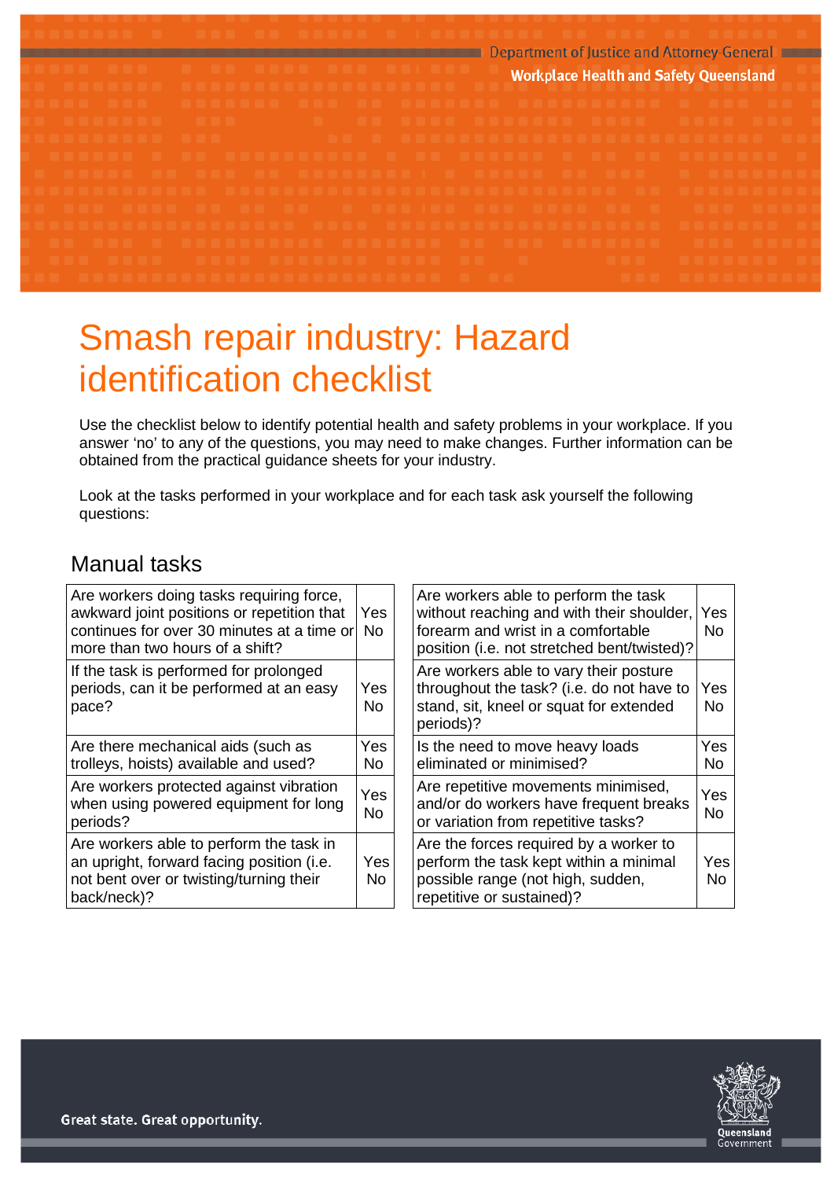# Smash repair industry: Hazard identification checklist

Use the checklist below to identify potential health and safety problems in your workplace. If you answer 'no' to any of the questions, you may need to make changes. Further information can be obtained from the practical guidance sheets for your industry.

Look at the tasks performed in your workplace and for each task ask yourself the following questions:

## Manual tasks

| Question | Answer |
|---|---|
| Are workers doing tasks requiring force, awkward joint positions or repetition that continues for over 30 minutes at a time or more than two hours of a shift? | Yes No |
| If the task is performed for prolonged periods, can it be performed at an easy pace? | Yes No |
| Are there mechanical aids (such as trolleys, hoists) available and used? | Yes No |
| Are workers protected against vibration when using powered equipment for long periods? | Yes No |
| Are workers able to perform the task in an upright, forward facing position (i.e. not bent over or twisting/turning their back/neck)? | Yes No |
| Are workers able to perform the task without reaching and with their shoulder, forearm and wrist in a comfortable position (i.e. not stretched bent/twisted)? | Yes No |
| Are workers able to vary their posture throughout the task? (i.e. do not have to stand, sit, kneel or squat for extended periods)? | Yes No |
| Is the need to move heavy loads eliminated or minimised? | Yes No |
| Are repetitive movements minimised, and/or do workers have frequent breaks or variation from repetitive tasks? | Yes No |
| Are the forces required by a worker to perform the task kept within a minimal possible range (not high, sudden, repetitive or sustained)? | Yes No |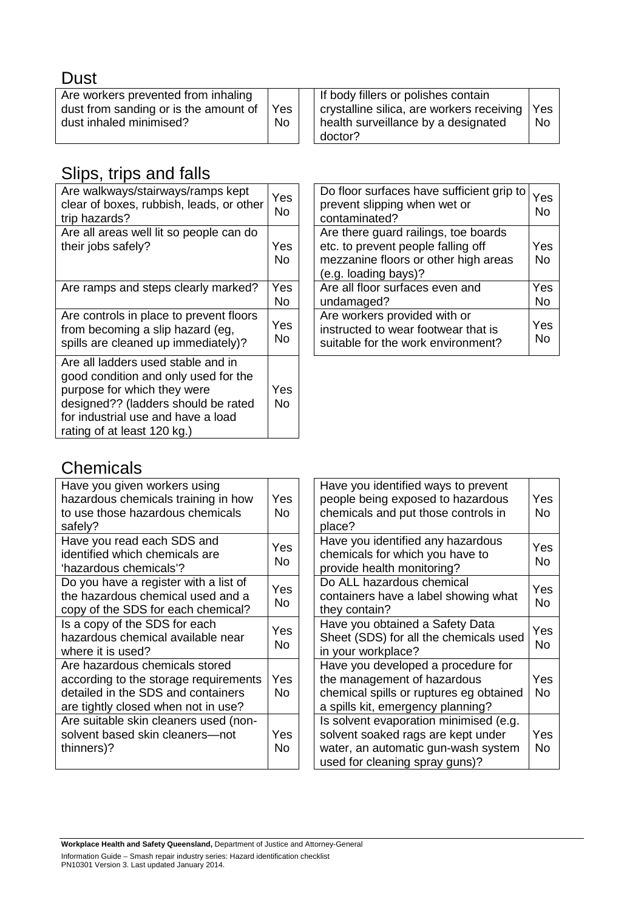## Dust

| Question | Answer |
|---|---|
| Are workers prevented from inhaling dust from sanding or is the amount of dust inhaled minimised? | Yes No |
| If body fillers or polishes contain crystalline silica, are workers receiving health surveillance by a designated doctor? | Yes No |

## Slips, trips and falls

| Question | Answer |
|---|---|
| Are walkways/stairways/ramps kept clear of boxes, rubbish, leads, or other trip hazards? | Yes No |
| Are all areas well lit so people can do their jobs safely? | Yes No |
| Are ramps and steps clearly marked? | Yes No |
| Are controls in place to prevent floors from becoming a slip hazard (eg, spills are cleaned up immediately)? | Yes No |
| Are all ladders used stable and in good condition and only used for the purpose for which they were designed?? (ladders should be rated for industrial use and have a load rating of at least 120 kg.) | Yes No |
| Do floor surfaces have sufficient grip to prevent slipping when wet or contaminated? | Yes No |
| Are there guard railings, toe boards etc. to prevent people falling off mezzanine floors or other high areas (e.g. loading bays)? | Yes No |
| Are all floor surfaces even and undamaged? | Yes No |
| Are workers provided with or instructed to wear footwear that is suitable for the work environment? | Yes No |

## Chemicals

| Question | Answer |
|---|---|
| Have you given workers using hazardous chemicals training in how to use those hazardous chemicals safely? | Yes No |
| Have you read each SDS and identified which chemicals are 'hazardous chemicals'? | Yes No |
| Do you have a register with a list of the hazardous chemical used and a copy of the SDS for each chemical? | Yes No |
| Is a copy of the SDS for each hazardous chemical available near where it is used? | Yes No |
| Are hazardous chemicals stored according to the storage requirements detailed in the SDS and containers are tightly closed when not in use? | Yes No |
| Are suitable skin cleaners used (non-solvent based skin cleaners—not thinners)? | Yes No |
| Have you identified ways to prevent people being exposed to hazardous chemicals and put those controls in place? | Yes No |
| Have you identified any hazardous chemicals for which you have to provide health monitoring? | Yes No |
| Do ALL hazardous chemical containers have a label showing what they contain? | Yes No |
| Have you obtained a Safety Data Sheet (SDS) for all the chemicals used in your workplace? | Yes No |
| Have you developed a procedure for the management of hazardous chemical spills or ruptures eg obtained a spills kit, emergency planning? | Yes No |
| Is solvent evaporation minimised (e.g. solvent soaked rags are kept under water, an automatic gun-wash system used for cleaning spray guns)? | Yes No |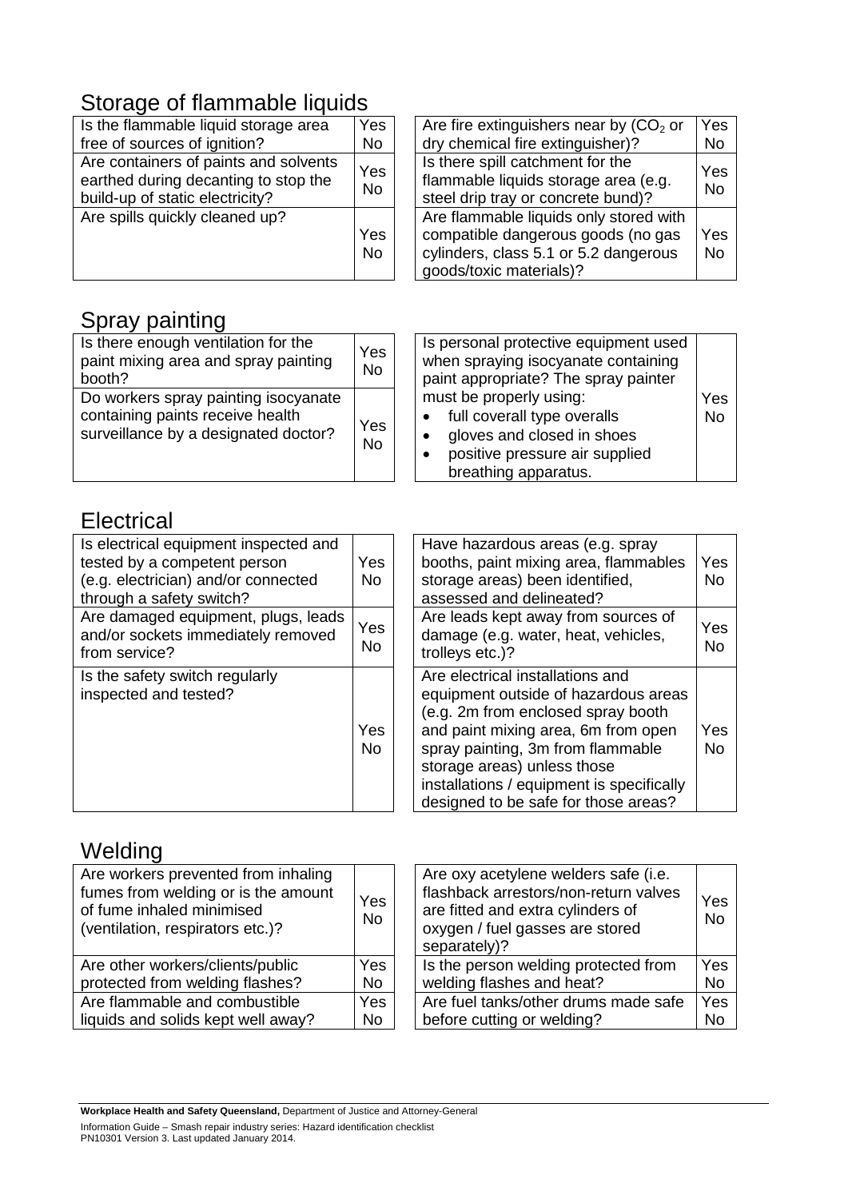## Storage of flammable liquids

| Question | Answer |
|---|---|
| Is the flammable liquid storage area free of sources of ignition? | Yes No |
| Are containers of paints and solvents earthed during decanting to stop the build-up of static electricity? | Yes No |
| Are spills quickly cleaned up? | Yes No |
| Are fire extinguishers near by ($CO_2$ or dry chemical fire extinguisher)? | Yes No |
| Is there spill catchment for the flammable liquids storage area (e.g. steel drip tray or concrete bund)? | Yes No |
| Are flammable liquids only stored with compatible dangerous goods (no gas cylinders, class 5.1 or 5.2 dangerous goods/toxic materials)? | Yes No |

## Spray painting

| Question | Answer |
|---|---|
| Is there enough ventilation for the paint mixing area and spray painting booth? | Yes No |
| Do workers spray painting isocyanate containing paints receive health surveillance by a designated doctor? | Yes No |
| Is personal protective equipment used when spraying isocyanate containing paint appropriate? The spray painter must be properly using: <br>• full coverall type overalls <br>• gloves and closed in shoes <br>• positive pressure air supplied breathing apparatus. | Yes No |

## Electrical

| Question | Answer |
|---|---|
| Is electrical equipment inspected and tested by a competent person (e.g. electrician) and/or connected through a safety switch? | Yes No |
| Are damaged equipment, plugs, leads and/or sockets immediately removed from service? | Yes No |
| Is the safety switch regularly inspected and tested? | Yes No |
| Have hazardous areas (e.g. spray booths, paint mixing area, flammables storage areas) been identified, assessed and delineated? | Yes No |
| Are leads kept away from sources of damage (e.g. water, heat, vehicles, trolleys etc.)? | Yes No |
| Are electrical installations and equipment outside of hazardous areas (e.g. 2m from enclosed spray booth and paint mixing area, 6m from open spray painting, 3m from flammable storage areas) unless those installations / equipment is specifically designed to be safe for those areas? | Yes No |

## Welding

| Question | Answer |
|---|---|
| Are workers prevented from inhaling fumes from welding or is the amount of fume inhaled minimised (ventilation, respirators etc.)? | Yes No |
| Are other workers/clients/public protected from welding flashes? | Yes No |
| Are flammable and combustible liquids and solids kept well away? | Yes No |
| Are oxy acetylene welders safe (i.e. flashback arrestors/non-return valves are fitted and extra cylinders of oxygen / fuel gasses are stored separately)? | Yes No |
| Is the person welding protected from welding flashes and heat? | Yes No |
| Are fuel tanks/other drums made safe before cutting or welding? | Yes No |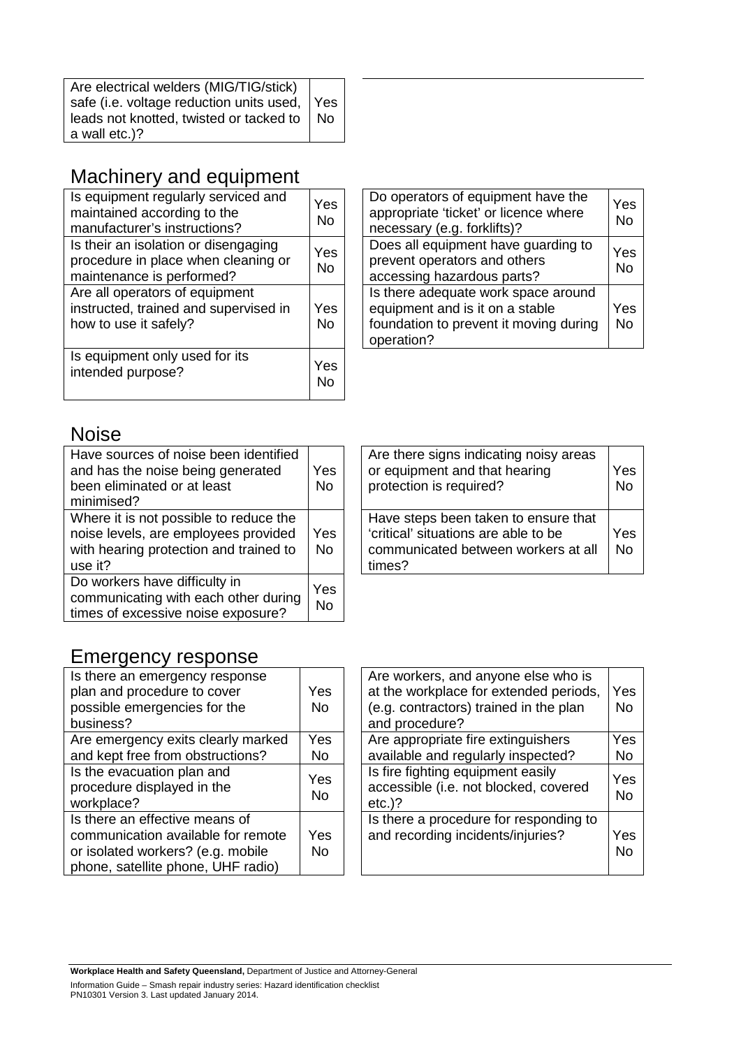| Are electrical welders (MIG/TIG/stick) safe (i.e. voltage reduction units used, leads not knotted, twisted or tacked to a wall etc.)? | Yes No |
|---|---|

## Machinery and equipment

| Is equipment regularly serviced and maintained according to the manufacturer's instructions? | Yes No |
|---|---|
| Is their an isolation or disengaging procedure in place when cleaning or maintenance is performed? | Yes No |
| Are all operators of equipment instructed, trained and supervised in how to use it safely? | Yes No |
| Is equipment only used for its intended purpose? | Yes No |
| Do operators of equipment have the appropriate 'ticket' or licence where necessary (e.g. forklifts)? | Yes No |
| Does all equipment have guarding to prevent operators and others accessing hazardous parts? | Yes No |
| Is there adequate work space around equipment and is it on a stable foundation to prevent it moving during operation? | Yes No |

## Noise

| Have sources of noise been identified and has the noise being generated been eliminated or at least minimised? | Yes No |
|---|---|
| Where it is not possible to reduce the noise levels, are employees provided with hearing protection and trained to use it? | Yes No |
| Do workers have difficulty in communicating with each other during times of excessive noise exposure? | Yes No |
| Are there signs indicating noisy areas or equipment and that hearing protection is required? | Yes No |
| Have steps been taken to ensure that 'critical' situations are able to be communicated between workers at all times? | Yes No |

## Emergency response

| Is there an emergency response plan and procedure to cover possible emergencies for the business? | Yes No |
|---|---|
| Are emergency exits clearly marked and kept free from obstructions? | Yes No |
| Is the evacuation plan and procedure displayed in the workplace? | Yes No |
| Is there an effective means of communication available for remote or isolated workers? (e.g. mobile phone, satellite phone, UHF radio) | Yes No |
| Are workers, and anyone else who is at the workplace for extended periods, (e.g. contractors) trained in the plan and procedure? | Yes No |
| Are appropriate fire extinguishers available and regularly inspected? | Yes No |
| Is fire fighting equipment easily accessible (i.e. not blocked, covered etc.)? | Yes No |
| Is there a procedure for responding to and recording incidents/injuries? | Yes No |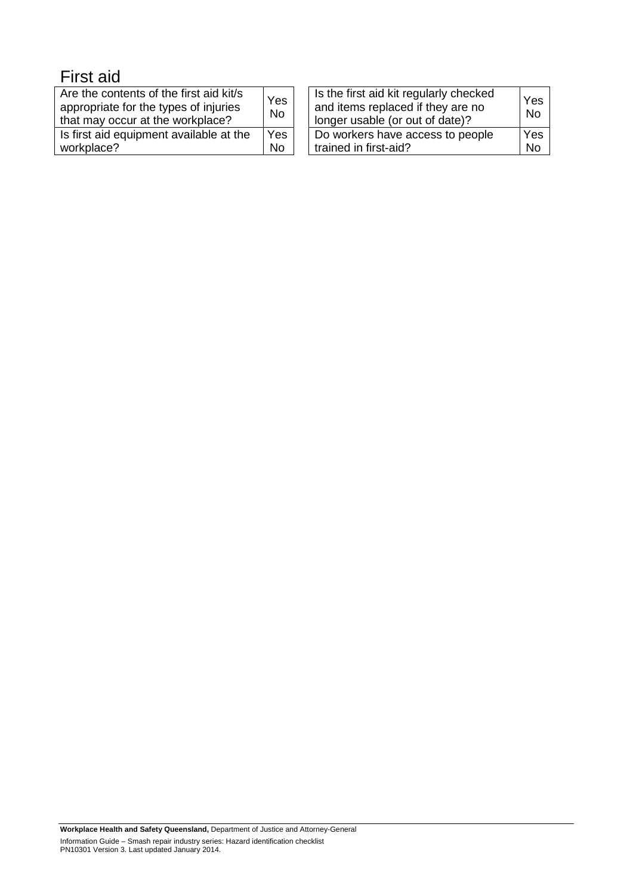## First aid

| Question | Answer |
|---|---|
| Are the contents of the first aid kit/s appropriate for the types of injuries that may occur at the workplace? | Yes No |
| Is first aid equipment available at the workplace? | Yes No |

| Question | Answer |
|---|---|
| Is the first aid kit regularly checked and items replaced if they are no longer usable (or out of date)? | Yes No |
| Do workers have access to people trained in first-aid? | Yes No |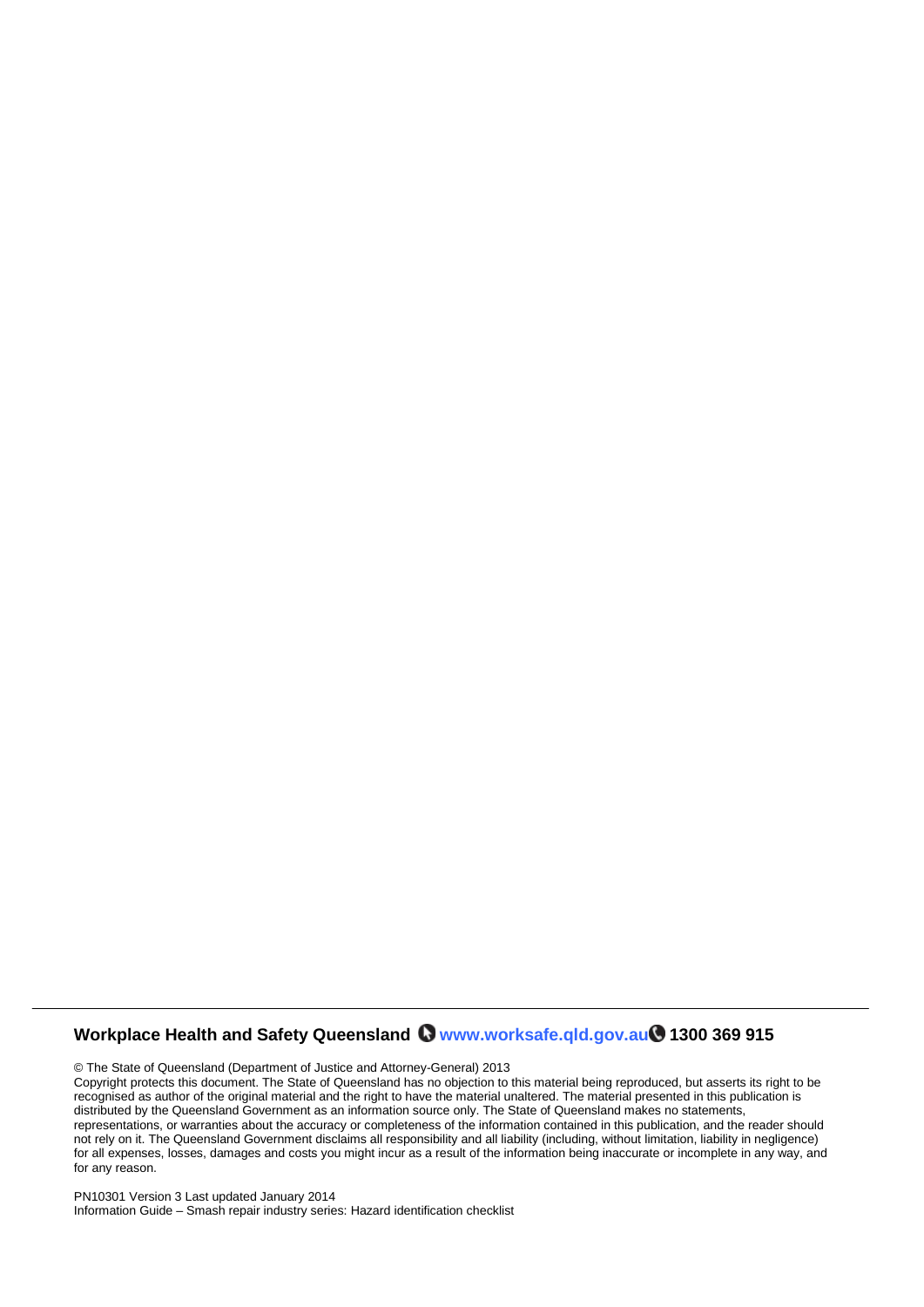**Workplace Health and Safety Queensland** www.worksafe.qld.gov.au **1300 369 915**

© The State of Queensland (Department of Justice and Attorney-General) 2013

Copyright protects this document. The State of Queensland has no objection to this material being reproduced, but asserts its right to be recognised as author of the original material and the right to have the material unaltered. The material presented in this publication is distributed by the Queensland Government as an information source only. The State of Queensland makes no statements, representations, or warranties about the accuracy or completeness of the information contained in this publication, and the reader should not rely on it. The Queensland Government disclaims all responsibility and all liability (including, without limitation, liability in negligence) for all expenses, losses, damages and costs you might incur as a result of the information being inaccurate or incomplete in any way, and for any reason.

PN10301 Version 3 Last updated January 2014
Information Guide – Smash repair industry series: Hazard identification checklist